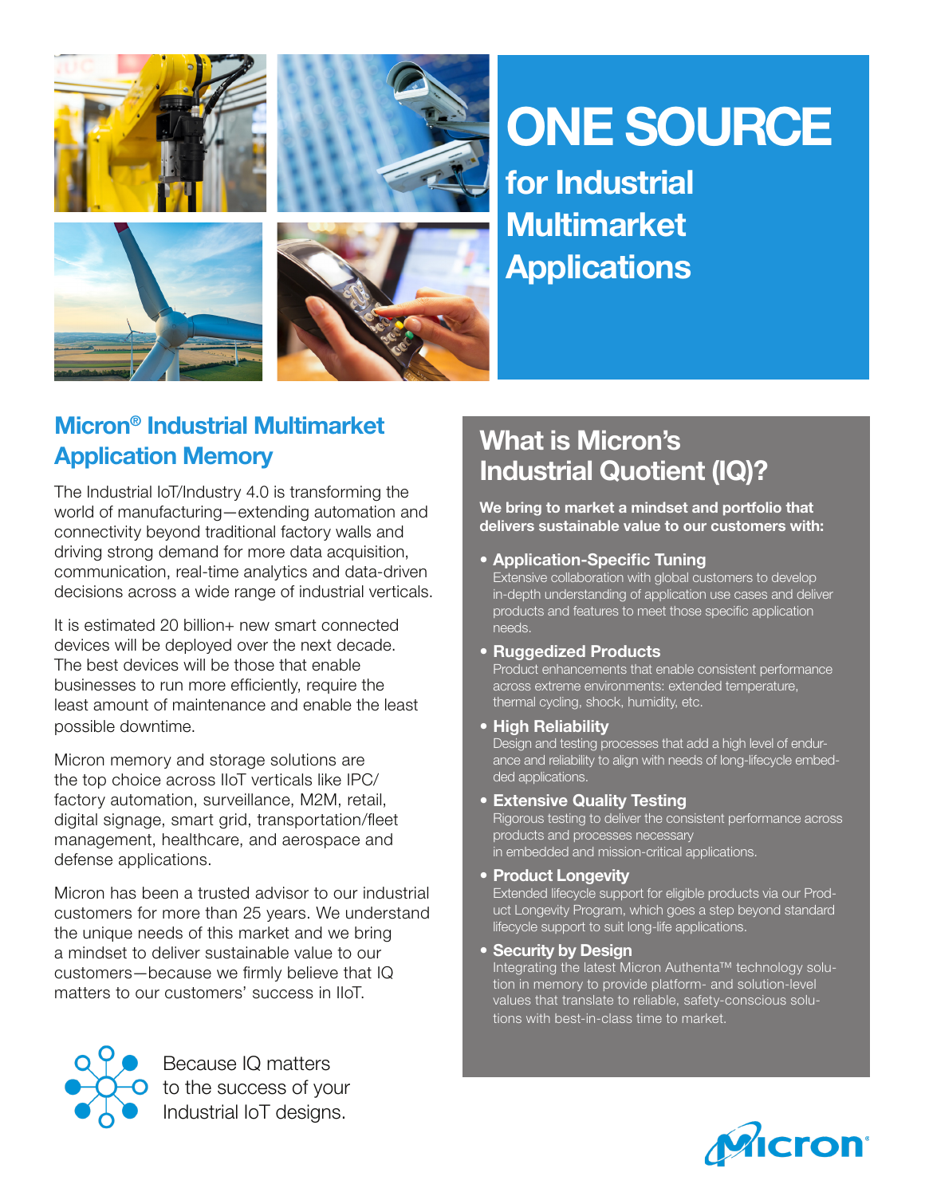# ONE SOURCE

## for Industrial Multimarket Applications

## Micron® Industrial Multimarket Application Memory

The Industrial IoT/Industry 4.0 is transforming the world of manufacturing—extending automation and connectivity beyond traditional factory walls and driving strong demand for more data acquisition, communication, real-time analytics and data-driven decisions across a wide range of industrial verticals.

It is estimated 20 billion+ new smart connected devices will be deployed over the next decade. The best devices will be those that enable businesses to run more efficiently, require the least amount of maintenance and enable the least possible downtime.

Micron memory and storage solutions are the top choice across IIoT verticals like IPC/factory automation, surveillance, M2M, retail, digital signage, smart grid, transportation/fleet management, healthcare, and aerospace and defense applications.

Micron has been a trusted advisor to our industrial customers for more than 25 years. We understand the unique needs of this market and we bring a mindset to deliver sustainable value to our customers—because we firmly believe that IQ matters to our customers' success in IIoT.

Because IQ matters to the success of your Industrial IoT designs.

## What is Micron's Industrial Quotient (IQ)?

**We bring to market a mindset and portfolio that delivers sustainable value to our customers with:**

- **Application-Specific Tuning**
  Extensive collaboration with global customers to develop in-depth understanding of application use cases and deliver products and features to meet those specific application needs.
- **Ruggedized Products**
  Product enhancements that enable consistent performance across extreme environments: extended temperature, thermal cycling, shock, humidity, etc.
- **High Reliability**
  Design and testing processes that add a high level of endurance and reliability to align with needs of long-lifecycle embedded applications.
- **Extensive Quality Testing**
  Rigorous testing to deliver the consistent performance across products and processes necessary in embedded and mission-critical applications.
- **Product Longevity**
  Extended lifecycle support for eligible products via our Product Longevity Program, which goes a step beyond standard lifecycle support to suit long-life applications.
- **Security by Design**
  Integrating the latest Micron Authenta™ technology solution in memory to provide platform- and solution-level values that translate to reliable, safety-conscious solutions with best-in-class time to market.

Micron®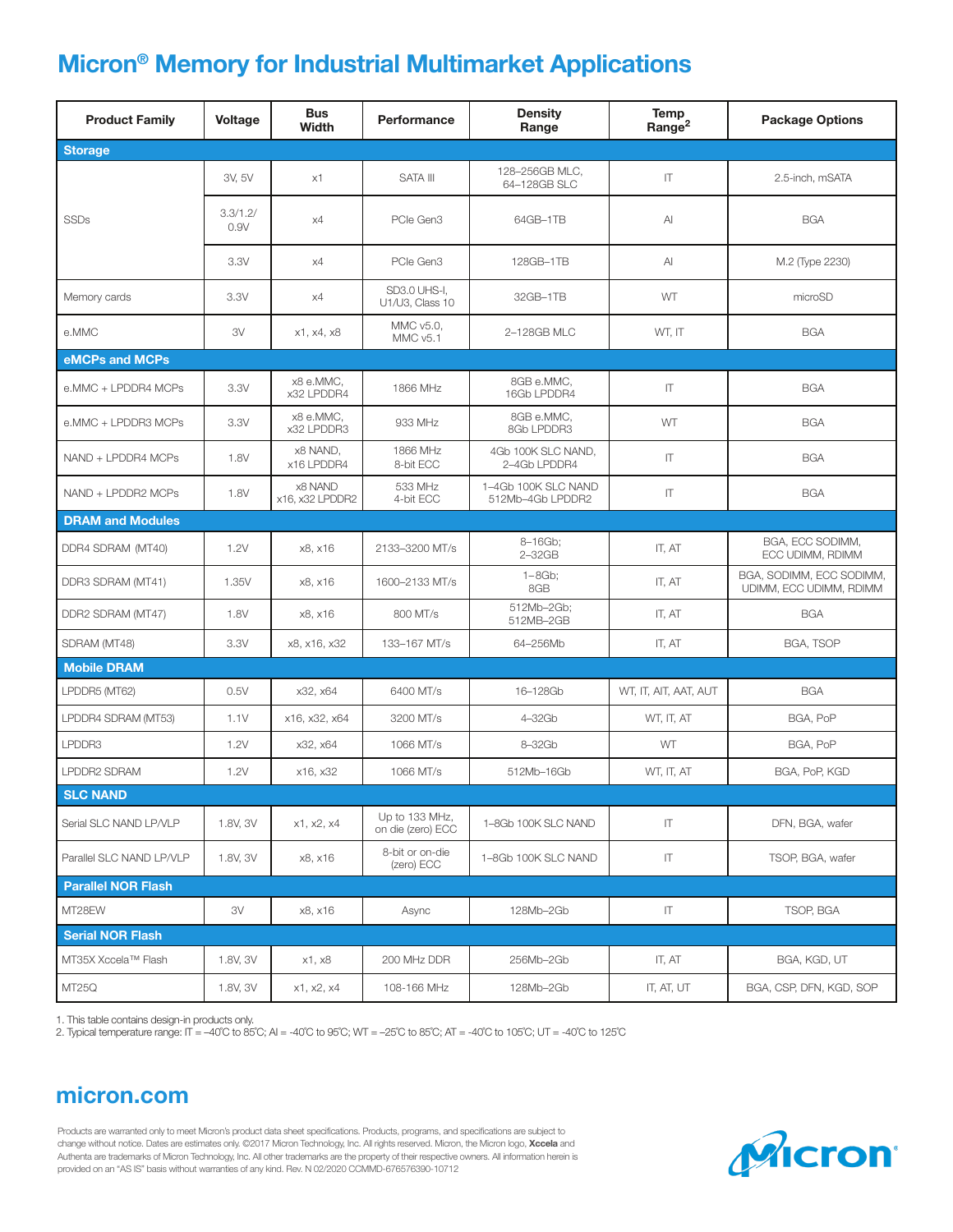# Micron® Memory for Industrial Multimarket Applications

| Product Family | Voltage | Bus Width | Performance | Density Range | Temp Range[2] | Package Options |
|---|---|---|---|---|---|---|
| **Storage** | | | | | | |
| SSDs | 3V, 5V | x1 | SATA III | 128–256GB MLC, 64–128GB SLC | IT | 2.5-inch, mSATA |
| | 3.3/1.2/ 0.9V | x4 | PCIe Gen3 | 64GB–1TB | AI | BGA |
| | 3.3V | x4 | PCIe Gen3 | 128GB–1TB | AI | M.2 (Type 2230) |
| Memory cards | 3.3V | x4 | SD3.0 UHS-I, U1/U3, Class 10 | 32GB–1TB | WT | microSD |
| e.MMC | 3V | x1, x4, x8 | MMC v5.0, MMC v5.1 | 2–128GB MLC | WT, IT | BGA |
| **eMCPs and MCPs** | | | | | | |
| e.MMC + LPDDR4 MCPs | 3.3V | x8 e.MMC, x32 LPDDR4 | 1866 MHz | 8GB e.MMC, 16Gb LPDDR4 | IT | BGA |
| e.MMC + LPDDR3 MCPs | 3.3V | x8 e.MMC, x32 LPDDR3 | 933 MHz | 8GB e.MMC, 8Gb LPDDR3 | WT | BGA |
| NAND + LPDDR4 MCPs | 1.8V | x8 NAND, x16 LPDDR4 | 1866 MHz 8-bit ECC | 4Gb 100K SLC NAND, 2–4Gb LPDDR4 | IT | BGA |
| NAND + LPDDR2 MCPs | 1.8V | x8 NAND x16, x32 LPDDR2 | 533 MHz 4-bit ECC | 1–4Gb 100K SLC NAND 512Mb–4Gb LPDDR2 | IT | BGA |
| **DRAM and Modules** | | | | | | |
| DDR4 SDRAM (MT40) | 1.2V | x8, x16 | 2133–3200 MT/s | 8–16Gb; 2–32GB | IT, AT | BGA, ECC SODIMM, ECC UDIMM, RDIMM |
| DDR3 SDRAM (MT41) | 1.35V | x8, x16 | 1600–2133 MT/s | 1–8Gb; 8GB | IT, AT | BGA, SODIMM, ECC SODIMM, UDIMM, ECC UDIMM, RDIMM |
| DDR2 SDRAM (MT47) | 1.8V | x8, x16 | 800 MT/s | 512Mb–2Gb; 512MB–2GB | IT, AT | BGA |
| SDRAM (MT48) | 3.3V | x8, x16, x32 | 133–167 MT/s | 64–256Mb | IT, AT | BGA, TSOP |
| **Mobile DRAM** | | | | | | |
| LPDDR5 (MT62) | 0.5V | x32, x64 | 6400 MT/s | 16–128Gb | WT, IT, AIT, AAT, AUT | BGA |
| LPDDR4 SDRAM (MT53) | 1.1V | x16, x32, x64 | 3200 MT/s | 4–32Gb | WT, IT, AT | BGA, PoP |
| LPDDR3 | 1.2V | x32, x64 | 1066 MT/s | 8–32Gb | WT | BGA, PoP |
| LPDDR2 SDRAM | 1.2V | x16, x32 | 1066 MT/s | 512Mb–16Gb | WT, IT, AT | BGA, PoP, KGD |
| **SLC NAND** | | | | | | |
| Serial SLC NAND LP/VLP | 1.8V, 3V | x1, x2, x4 | Up to 133 MHz, on die (zero) ECC | 1–8Gb 100K SLC NAND | IT | DFN, BGA, wafer |
| Parallel SLC NAND LP/VLP | 1.8V, 3V | x8, x16 | 8-bit or on-die (zero) ECC | 1–8Gb 100K SLC NAND | IT | TSOP, BGA, wafer |
| **Parallel NOR Flash** | | | | | | |
| MT28EW | 3V | x8, x16 | Async | 128Mb–2Gb | IT | TSOP, BGA |
| **Serial NOR Flash** | | | | | | |
| MT35X Xccela™ Flash | 1.8V, 3V | x1, x8 | 200 MHz DDR | 256Mb–2Gb | IT, AT | BGA, KGD, UT |
| MT25Q | 1.8V, 3V | x1, x2, x4 | 108-166 MHz | 128Mb–2Gb | IT, AT, UT | BGA, CSP, DFN, KGD, SOP |

1. This table contains design-in products only.
2. Typical temperature range: IT = –40°C to 85°C; AI = -40°C to 95°C; WT = –25°C to 85°C; AT = -40°C to 105°C; UT = -40°C to 125°C

**micron.com**

Products are warranted only to meet Micron's product data sheet specifications. Products, programs, and specifications are subject to change without notice. Dates are estimates only. ©2017 Micron Technology, Inc. All rights reserved. Micron, the Micron logo, **Xccela** and Authenta are trademarks of Micron Technology, Inc. All other trademarks are the property of their respective owners. All information herein is provided on an "AS IS" basis without warranties of any kind. Rev. N 02/2020 CCMMD-676576390-10712